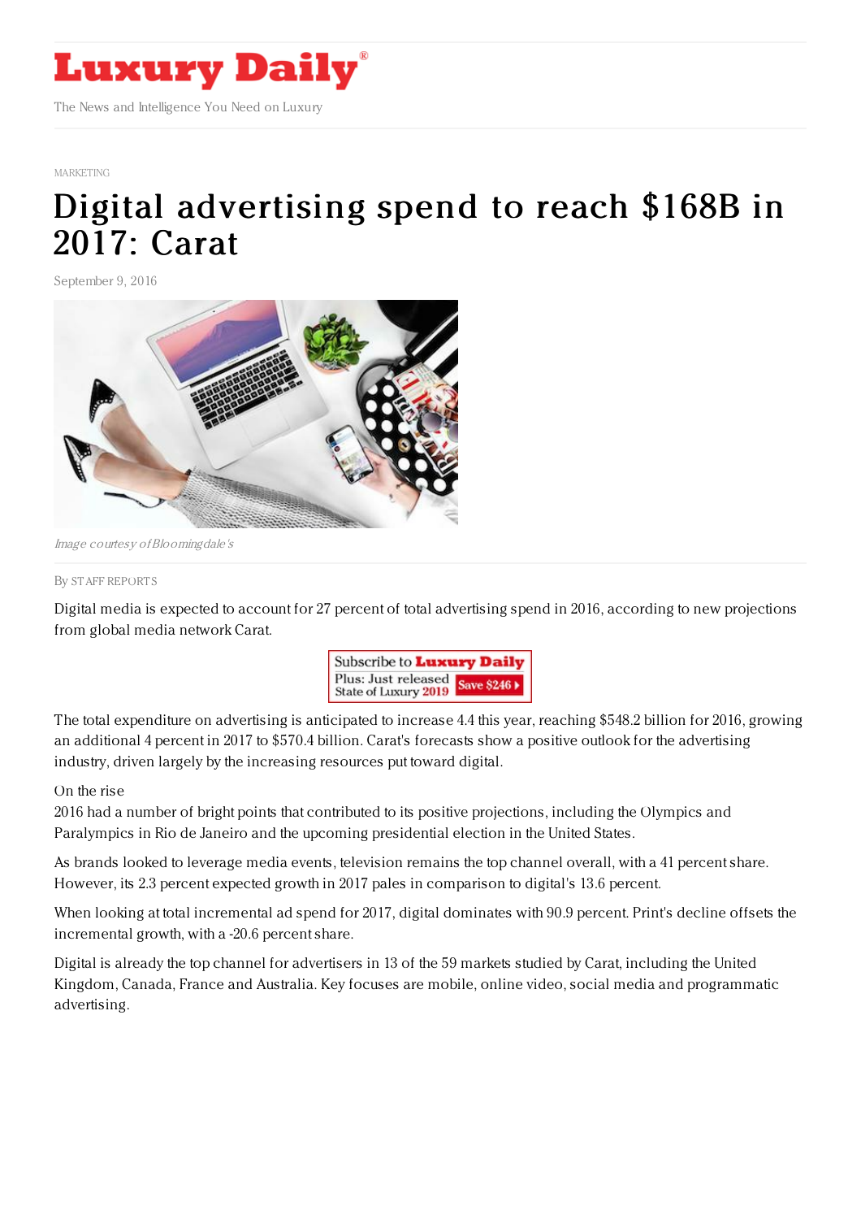Luxury Daily

The News and Intelligence You Need on Luxury

MARKETING

# Digital advertising spend to reach $168B in 2017: Carat

September 9, 2016

*Image courtesy of Bloomingdale's*

By STAFF REPORTS

Digital media is expected to account for 27 percent of total advertising spend in 2016, according to new projections from global media network Carat.

The total expenditure on advertising is anticipated to increase 4.4 this year, reaching $548.2 billion for 2016, growing an additional 4 percent in 2017 to $570.4 billion. Carat's forecasts show a positive outlook for the advertising industry, driven largely by the increasing resources put toward digital.

On the rise

2016 had a number of bright points that contributed to its positive projections, including the Olympics and Paralympics in Rio de Janeiro and the upcoming presidential election in the United States.

As brands looked to leverage media events, television remains the top channel overall, with a 41 percent share. However, its 2.3 percent expected growth in 2017 pales in comparison to digital's 13.6 percent.

When looking at total incremental ad spend for 2017, digital dominates with 90.9 percent. Print's decline offsets the incremental growth, with a -20.6 percent share.

Digital is already the top channel for advertisers in 13 of the 59 markets studied by Carat, including the United Kingdom, Canada, France and Australia. Key focuses are mobile, online video, social media and programmatic advertising.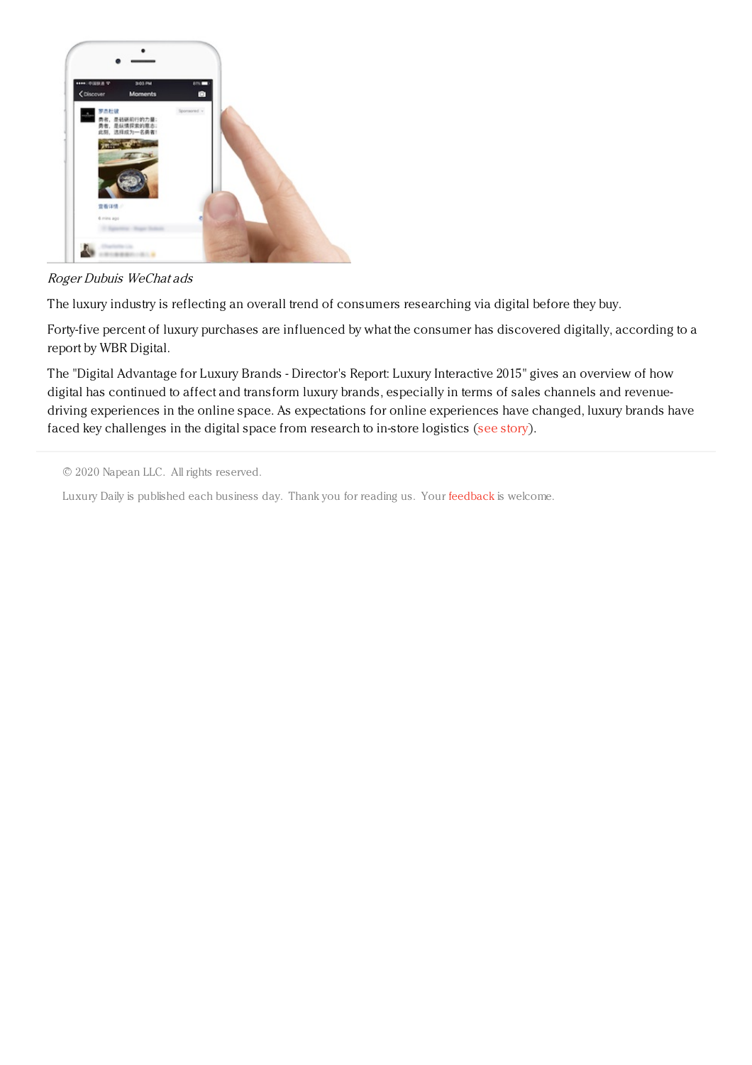*Roger Dubuis WeChat ads*

The luxury industry is reflecting an overall trend of consumers researching via digital before they buy.

Forty-five percent of luxury purchases are influenced by what the consumer has discovered digitally, according to a report by WBR Digital.

The "Digital Advantage for Luxury Brands - Director's Report: Luxury Interactive 2015" gives an overview of how digital has continued to affect and transform luxury brands, especially in terms of sales channels and revenue-driving experiences in the online space. As expectations for online experiences have changed, luxury brands have faced key challenges in the digital space from research to in-store logistics (see story).

© 2020 Napean LLC. All rights reserved.

Luxury Daily is published each business day. Thank you for reading us. Your feedback is welcome.